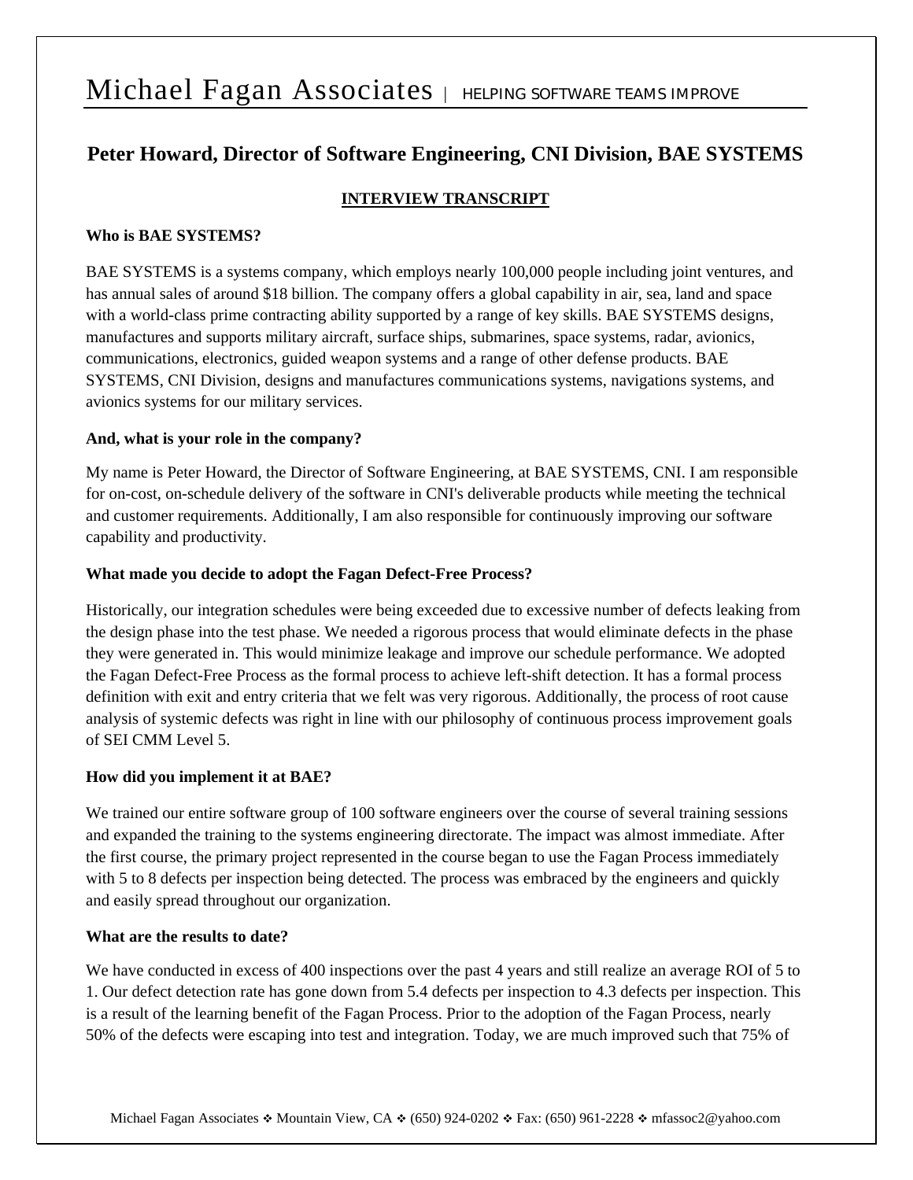# Michael Fagan Associates | HELPING SOFTWARE TEAMS IMPROVE

## Peter Howard, Director of Software Engineering, CNI Division, BAE SYSTEMS

### INTERVIEW TRANSCRIPT

**Who is BAE SYSTEMS?**

BAE SYSTEMS is a systems company, which employs nearly 100,000 people including joint ventures, and has annual sales of around $18 billion. The company offers a global capability in air, sea, land and space with a world-class prime contracting ability supported by a range of key skills. BAE SYSTEMS designs, manufactures and supports military aircraft, surface ships, submarines, space systems, radar, avionics, communications, electronics, guided weapon systems and a range of other defense products. BAE SYSTEMS, CNI Division, designs and manufactures communications systems, navigations systems, and avionics systems for our military services.

**And, what is your role in the company?**

My name is Peter Howard, the Director of Software Engineering, at BAE SYSTEMS, CNI. I am responsible for on-cost, on-schedule delivery of the software in CNI's deliverable products while meeting the technical and customer requirements. Additionally, I am also responsible for continuously improving our software capability and productivity.

**What made you decide to adopt the Fagan Defect-Free Process?**

Historically, our integration schedules were being exceeded due to excessive number of defects leaking from the design phase into the test phase. We needed a rigorous process that would eliminate defects in the phase they were generated in. This would minimize leakage and improve our schedule performance. We adopted the Fagan Defect-Free Process as the formal process to achieve left-shift detection. It has a formal process definition with exit and entry criteria that we felt was very rigorous. Additionally, the process of root cause analysis of systemic defects was right in line with our philosophy of continuous process improvement goals of SEI CMM Level 5.

**How did you implement it at BAE?**

We trained our entire software group of 100 software engineers over the course of several training sessions and expanded the training to the systems engineering directorate. The impact was almost immediate. After the first course, the primary project represented in the course began to use the Fagan Process immediately with 5 to 8 defects per inspection being detected. The process was embraced by the engineers and quickly and easily spread throughout our organization.

**What are the results to date?**

We have conducted in excess of 400 inspections over the past 4 years and still realize an average ROI of 5 to 1. Our defect detection rate has gone down from 5.4 defects per inspection to 4.3 defects per inspection. This is a result of the learning benefit of the Fagan Process. Prior to the adoption of the Fagan Process, nearly 50% of the defects were escaping into test and integration. Today, we are much improved such that 75% of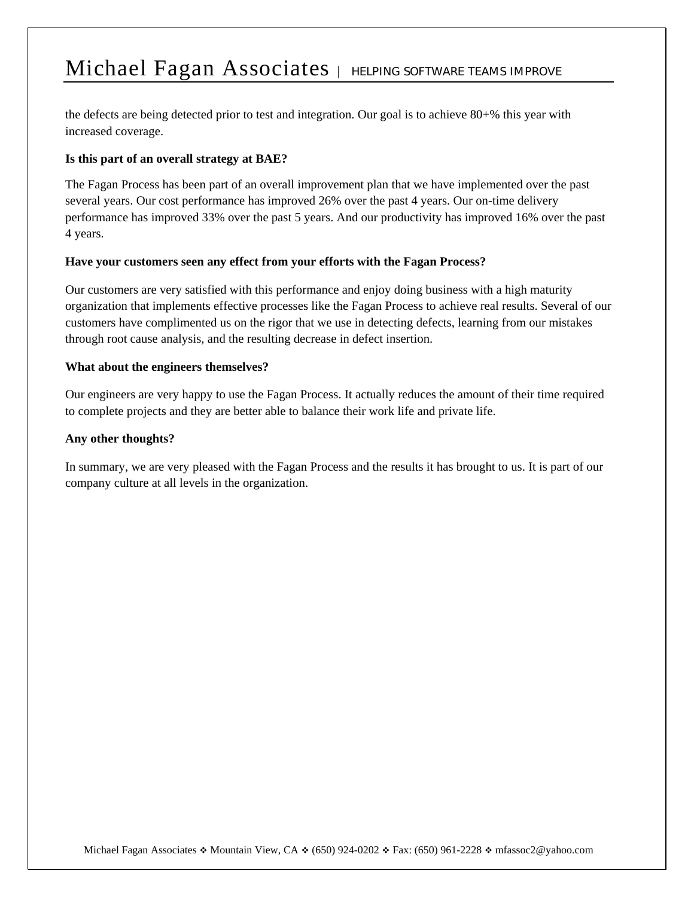the defects are being detected prior to test and integration. Our goal is to achieve 80+% this year with increased coverage.

**Is this part of an overall strategy at BAE?**

The Fagan Process has been part of an overall improvement plan that we have implemented over the past several years. Our cost performance has improved 26% over the past 4 years. Our on-time delivery performance has improved 33% over the past 5 years. And our productivity has improved 16% over the past 4 years.

**Have your customers seen any effect from your efforts with the Fagan Process?**

Our customers are very satisfied with this performance and enjoy doing business with a high maturity organization that implements effective processes like the Fagan Process to achieve real results. Several of our customers have complimented us on the rigor that we use in detecting defects, learning from our mistakes through root cause analysis, and the resulting decrease in defect insertion.

**What about the engineers themselves?**

Our engineers are very happy to use the Fagan Process. It actually reduces the amount of their time required to complete projects and they are better able to balance their work life and private life.

**Any other thoughts?**

In summary, we are very pleased with the Fagan Process and the results it has brought to us. It is part of our company culture at all levels in the organization.